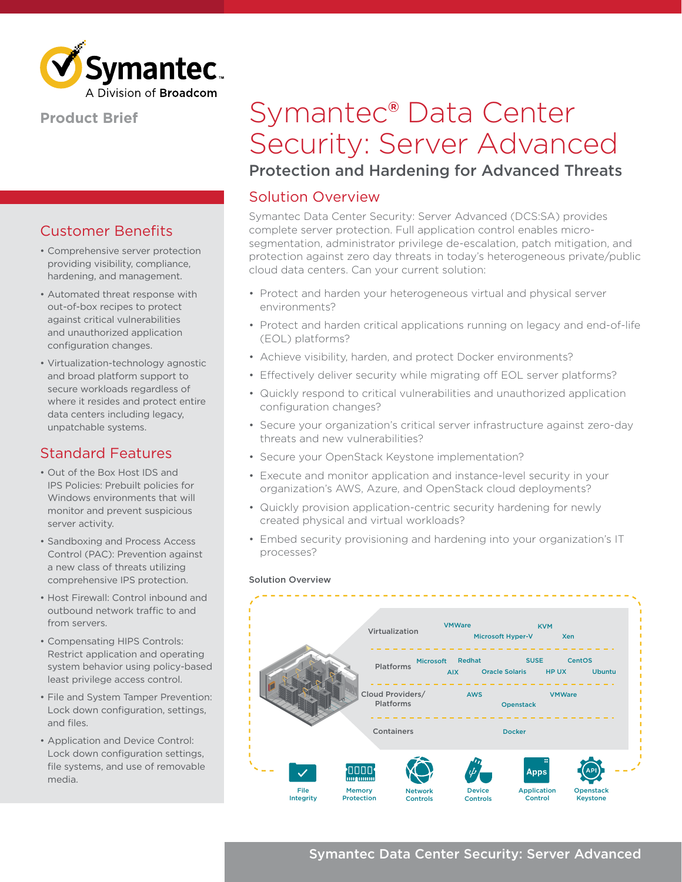Product Brief

# Symantec® Data Center Security: Server Advanced

## Protection and Hardening for Advanced Threats

## Solution Overview

Symantec Data Center Security: Server Advanced (DCS:SA) provides complete server protection. Full application control enables micro-segmentation, administrator privilege de-escalation, patch mitigation, and protection against zero day threats in today's heterogeneous private/public cloud data centers. Can your current solution:

- Protect and harden your heterogeneous virtual and physical server environments?
- Protect and harden critical applications running on legacy and end-of-life (EOL) platforms?
- Achieve visibility, harden, and protect Docker environments?
- Effectively deliver security while migrating off EOL server platforms?
- Quickly respond to critical vulnerabilities and unauthorized application configuration changes?
- Secure your organization's critical server infrastructure against zero-day threats and new vulnerabilities?
- Secure your OpenStack Keystone implementation?
- Execute and monitor application and instance-level security in your organization's AWS, Azure, and OpenStack cloud deployments?
- Quickly provision application-centric security hardening for newly created physical and virtual workloads?
- Embed security provisioning and hardening into your organization's IT processes?

**Solution Overview**

| Category | Supported |
|---|---|
| Virtualization | VMWare, KVM, Microsoft Hyper-V, Xen |
| Platforms | Microsoft, Redhat, SUSE, CentOS, AIX, Oracle Solaris, HP UX, Ubuntu |
| Cloud Providers/ Platforms | AWS, VMWare, Openstack |
| Containers | Docker |

File Integrity | Memory Protection | Network Controls | Device Controls | Application Control | Openstack Keystone

## Customer Benefits

- Comprehensive server protection providing visibility, compliance, hardening, and management.
- Automated threat response with out-of-box recipes to protect against critical vulnerabilities and unauthorized application configuration changes.
- Virtualization-technology agnostic and broad platform support to secure workloads regardless of where it resides and protect entire data centers including legacy, unpatchable systems.

## Standard Features

- Out of the Box Host IDS and IPS Policies: Prebuilt policies for Windows environments that will monitor and prevent suspicious server activity.
- Sandboxing and Process Access Control (PAC): Prevention against a new class of threats utilizing comprehensive IPS protection.
- Host Firewall: Control inbound and outbound network traffic to and from servers.
- Compensating HIPS Controls: Restrict application and operating system behavior using policy-based least privilege access control.
- File and System Tamper Prevention: Lock down configuration, settings, and files.
- Application and Device Control: Lock down configuration settings, file systems, and use of removable media.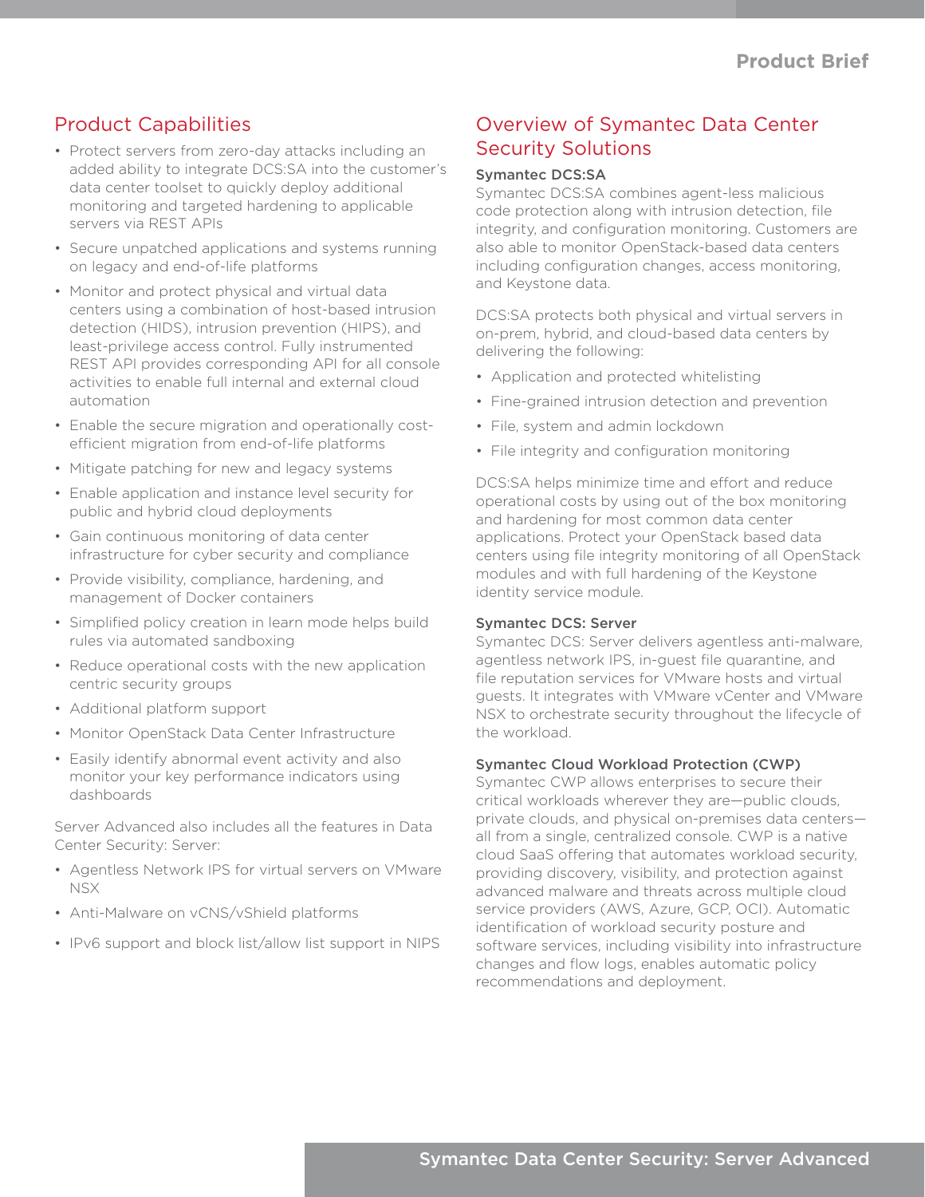## Product Capabilities

- Protect servers from zero-day attacks including an added ability to integrate DCS:SA into the customer's data center toolset to quickly deploy additional monitoring and targeted hardening to applicable servers via REST APIs
- Secure unpatched applications and systems running on legacy and end-of-life platforms
- Monitor and protect physical and virtual data centers using a combination of host-based intrusion detection (HIDS), intrusion prevention (HIPS), and least-privilege access control. Fully instrumented REST API provides corresponding API for all console activities to enable full internal and external cloud automation
- Enable the secure migration and operationally cost-efficient migration from end-of-life platforms
- Mitigate patching for new and legacy systems
- Enable application and instance level security for public and hybrid cloud deployments
- Gain continuous monitoring of data center infrastructure for cyber security and compliance
- Provide visibility, compliance, hardening, and management of Docker containers
- Simplified policy creation in learn mode helps build rules via automated sandboxing
- Reduce operational costs with the new application centric security groups
- Additional platform support
- Monitor OpenStack Data Center Infrastructure
- Easily identify abnormal event activity and also monitor your key performance indicators using dashboards

Server Advanced also includes all the features in Data Center Security: Server:

- Agentless Network IPS for virtual servers on VMware NSX
- Anti-Malware on vCNS/vShield platforms
- IPv6 support and block list/allow list support in NIPS

## Overview of Symantec Data Center Security Solutions

### Symantec DCS:SA

Symantec DCS:SA combines agent-less malicious code protection along with intrusion detection, file integrity, and configuration monitoring. Customers are also able to monitor OpenStack-based data centers including configuration changes, access monitoring, and Keystone data.

DCS:SA protects both physical and virtual servers in on-prem, hybrid, and cloud-based data centers by delivering the following:

- Application and protected whitelisting
- Fine-grained intrusion detection and prevention
- File, system and admin lockdown
- File integrity and configuration monitoring

DCS:SA helps minimize time and effort and reduce operational costs by using out of the box monitoring and hardening for most common data center applications. Protect your OpenStack based data centers using file integrity monitoring of all OpenStack modules and with full hardening of the Keystone identity service module.

### Symantec DCS: Server

Symantec DCS: Server delivers agentless anti-malware, agentless network IPS, in-guest file quarantine, and file reputation services for VMware hosts and virtual guests. It integrates with VMware vCenter and VMware NSX to orchestrate security throughout the lifecycle of the workload.

### Symantec Cloud Workload Protection (CWP)

Symantec CWP allows enterprises to secure their critical workloads wherever they are—public clouds, private clouds, and physical on-premises data centers—all from a single, centralized console. CWP is a native cloud SaaS offering that automates workload security, providing discovery, visibility, and protection against advanced malware and threats across multiple cloud service providers (AWS, Azure, GCP, OCI). Automatic identification of workload security posture and software services, including visibility into infrastructure changes and flow logs, enables automatic policy recommendations and deployment.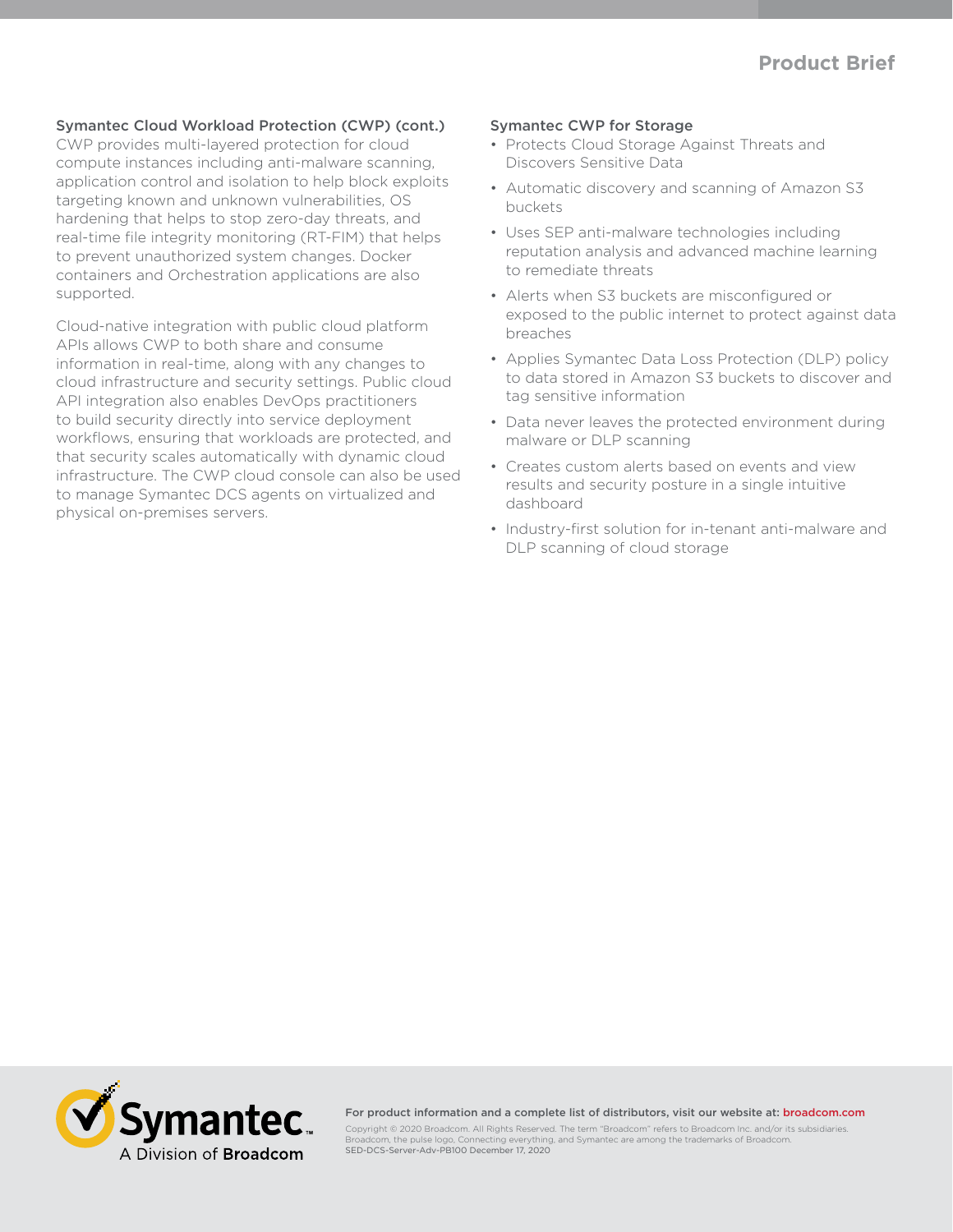### Symantec Cloud Workload Protection (CWP) (cont.)

CWP provides multi-layered protection for cloud compute instances including anti-malware scanning, application control and isolation to help block exploits targeting known and unknown vulnerabilities, OS hardening that helps to stop zero-day threats, and real-time file integrity monitoring (RT-FIM) that helps to prevent unauthorized system changes. Docker containers and Orchestration applications are also supported.

Cloud-native integration with public cloud platform APIs allows CWP to both share and consume information in real-time, along with any changes to cloud infrastructure and security settings. Public cloud API integration also enables DevOps practitioners to build security directly into service deployment workflows, ensuring that workloads are protected, and that security scales automatically with dynamic cloud infrastructure. The CWP cloud console can also be used to manage Symantec DCS agents on virtualized and physical on-premises servers.

### Symantec CWP for Storage

- Protects Cloud Storage Against Threats and Discovers Sensitive Data
- Automatic discovery and scanning of Amazon S3 buckets
- Uses SEP anti-malware technologies including reputation analysis and advanced machine learning to remediate threats
- Alerts when S3 buckets are misconfigured or exposed to the public internet to protect against data breaches
- Applies Symantec Data Loss Protection (DLP) policy to data stored in Amazon S3 buckets to discover and tag sensitive information
- Data never leaves the protected environment during malware or DLP scanning
- Creates custom alerts based on events and view results and security posture in a single intuitive dashboard
- Industry-first solution for in-tenant anti-malware and DLP scanning of cloud storage

Symantec. A Division of Broadcom

For product information and a complete list of distributors, visit our website at: broadcom.com

Copyright © 2020 Broadcom. All Rights Reserved. The term "Broadcom" refers to Broadcom Inc. and/or its subsidiaries. Broadcom, the pulse logo, Connecting everything, and Symantec are among the trademarks of Broadcom.
SED-DCS-Server-Adv-PB100 December 17, 2020